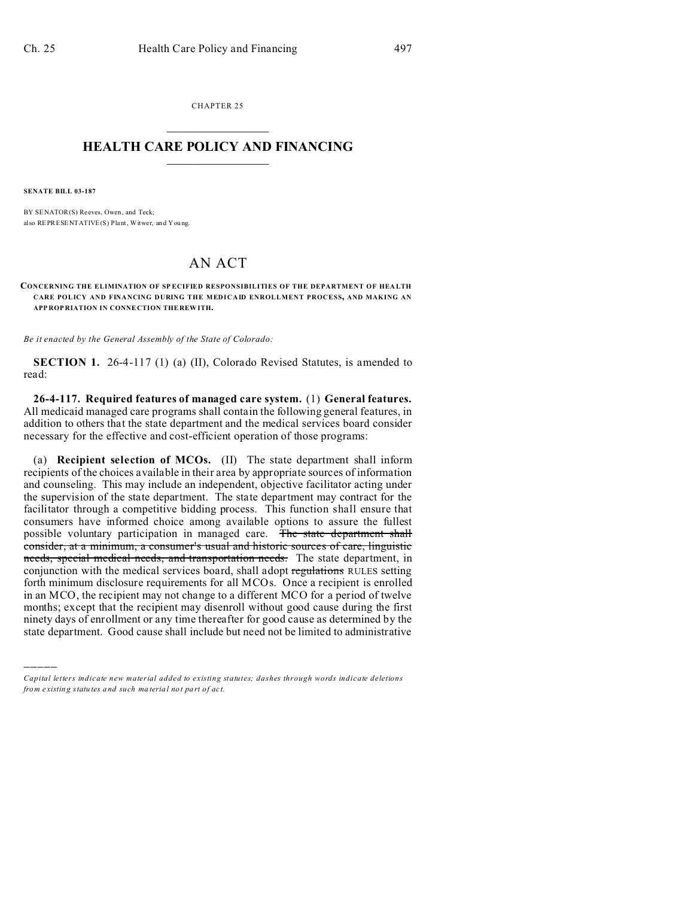CHAPTER 25

# HEALTH CARE POLICY AND FINANCING

**SENATE BILL 03-187**

BY SENATOR(S) Reeves, Owen, and Teck;
also REPRESENTATIVE(S) Plant, Witwer, and Young.

# AN ACT

**CONCERNING THE ELIMINATION OF SPECIFIED RESPONSIBILITIES OF THE DEPARTMENT OF HEALTH CARE POLICY AND FINANCING DURING THE MEDICAID ENROLLMENT PROCESS, AND MAKING AN APPROPRIATION IN CONNECTION THEREWITH.**

*Be it enacted by the General Assembly of the State of Colorado:*

**SECTION 1.** 26-4-117 (1) (a) (II), Colorado Revised Statutes, is amended to read:

**26-4-117. Required features of managed care system.** (1) **General features.** All medicaid managed care programs shall contain the following general features, in addition to others that the state department and the medical services board consider necessary for the effective and cost-efficient operation of those programs:

(a) **Recipient selection of MCOs.** (II) The state department shall inform recipients of the choices available in their area by appropriate sources of information and counseling. This may include an independent, objective facilitator acting under the supervision of the state department. The state department may contract for the facilitator through a competitive bidding process. This function shall ensure that consumers have informed choice among available options to assure the fullest possible voluntary participation in managed care. ~~The state department shall consider, at a minimum, a consumer's usual and historic sources of care, linguistic needs, special medical needs, and transportation needs.~~ The state department, in conjunction with the medical services board, shall adopt ~~regulations~~ RULES setting forth minimum disclosure requirements for all MCOs. Once a recipient is enrolled in an MCO, the recipient may not change to a different MCO for a period of twelve months; except that the recipient may disenroll without good cause during the first ninety days of enrollment or any time thereafter for good cause as determined by the state department. Good cause shall include but need not be limited to administrative

---

*Capital letters indicate new material added to existing statutes; dashes through words indicate deletions from existing statutes and such material not part of act.*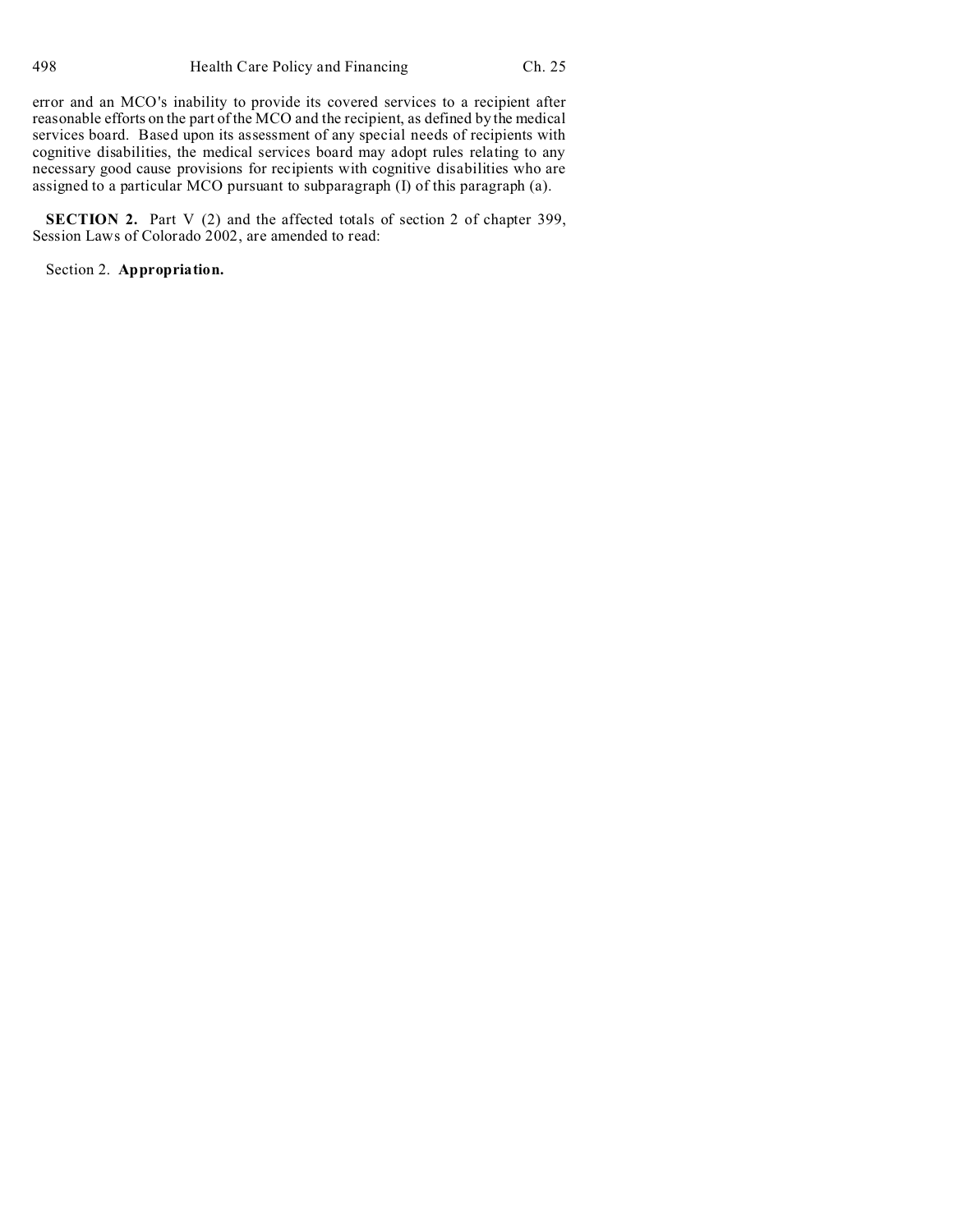error and an MCO's inability to provide its covered services to a recipient after reasonable efforts on the part of the MCO and the recipient, as defined by the medical services board. Based upon its assessment of any special needs of recipients with cognitive disabilities, the medical services board may adopt rules relating to any necessary good cause provisions for recipients with cognitive disabilities who are assigned to a particular MCO pursuant to subparagraph (I) of this paragraph (a).

**SECTION 2.** Part V (2) and the affected totals of section 2 of chapter 399, Session Laws of Colorado 2002, are amended to read:

Section 2. **Appropriation.**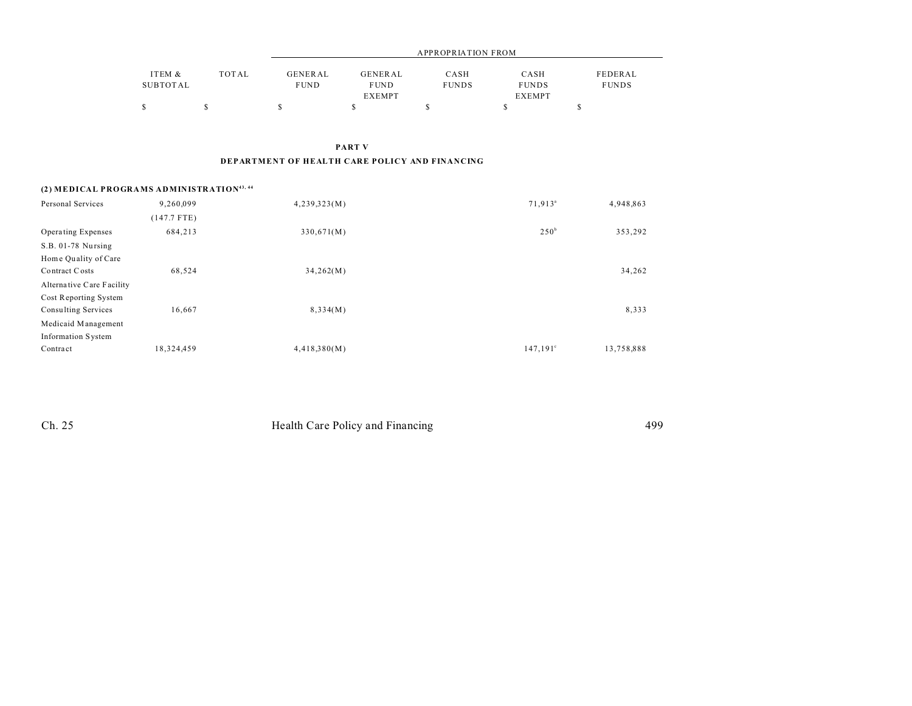| | ITEM & SUBTOTAL | TOTAL | APPROPRIATION FROM GENERAL FUND | GENERAL FUND EXEMPT | CASH FUNDS | CASH FUNDS EXEMPT | FEDERAL FUNDS |
|---|---|---|---|---|---|---|---|
| | $ | $ | $ | $ | $ | $ | $ |

**PART V**

**DEPARTMENT OF HEALTH CARE POLICY AND FINANCING**

**(2) MEDICAL PROGRAMS ADMINISTRATION[43, 44]**

| | ITEM & SUBTOTAL | TOTAL | GENERAL FUND | GENERAL FUND EXEMPT | CASH FUNDS | CASH FUNDS EXEMPT | FEDERAL FUNDS |
|---|---|---|---|---|---|---|---|
| Personal Services | 9,260,099 | | 4,239,323(M) | | | 71,913[a] | 4,948,863 |
| | (147.7 FTE) | | | | | | |
| Operating Expenses | 684,213 | | 330,671(M) | | | 250[b] | 353,292 |
| S.B. 01-78 Nursing Home Quality of Care Contract Costs | 68,524 | | 34,262(M) | | | | 34,262 |
| Alternative Care Facility Cost Reporting System Consulting Services | 16,667 | | 8,334(M) | | | | 8,333 |
| Medicaid Management Information System Contract | 18,324,459 | | 4,418,380(M) | | | 147,191[c] | 13,758,888 |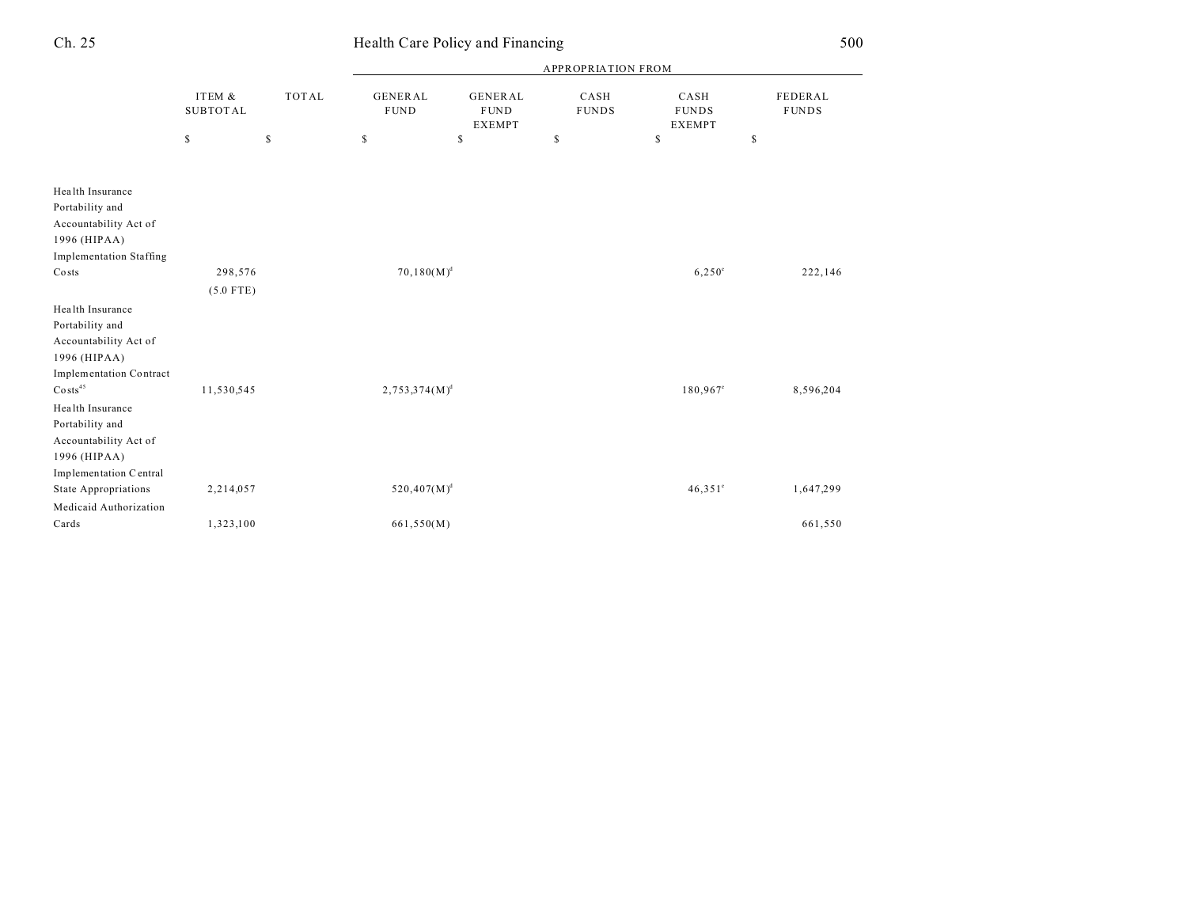| | ITEM & SUBTOTAL | TOTAL | GENERAL FUND | GENERAL FUND EXEMPT | CASH FUNDS | CASH FUNDS EXEMPT | FEDERAL FUNDS |
|---|---|---|---|---|---|---|---|
| | | | APPROPRIATION FROM | | | | |
| | $ | $ | $ | $ | $ | $ | $ |
| Health Insurance Portability and Accountability Act of 1996 (HIPAA) Implementation Staffing Costs | 298,576 | | 70,180(M)[d] | | | 6,250[e] | 222,146 |
| | (5.0 FTE) | | | | | | |
| Health Insurance Portability and Accountability Act of 1996 (HIPAA) Implementation Contract Costs[45] | 11,530,545 | | 2,753,374(M)[d] | | | 180,967[e] | 8,596,204 |
| Health Insurance Portability and Accountability Act of 1996 (HIPAA) Implementation Central State Appropriations | 2,214,057 | | 520,407(M)[d] | | | 46,351[e] | 1,647,299 |
| Medicaid Authorization Cards | 1,323,100 | | 661,550(M) | | | | 661,550 |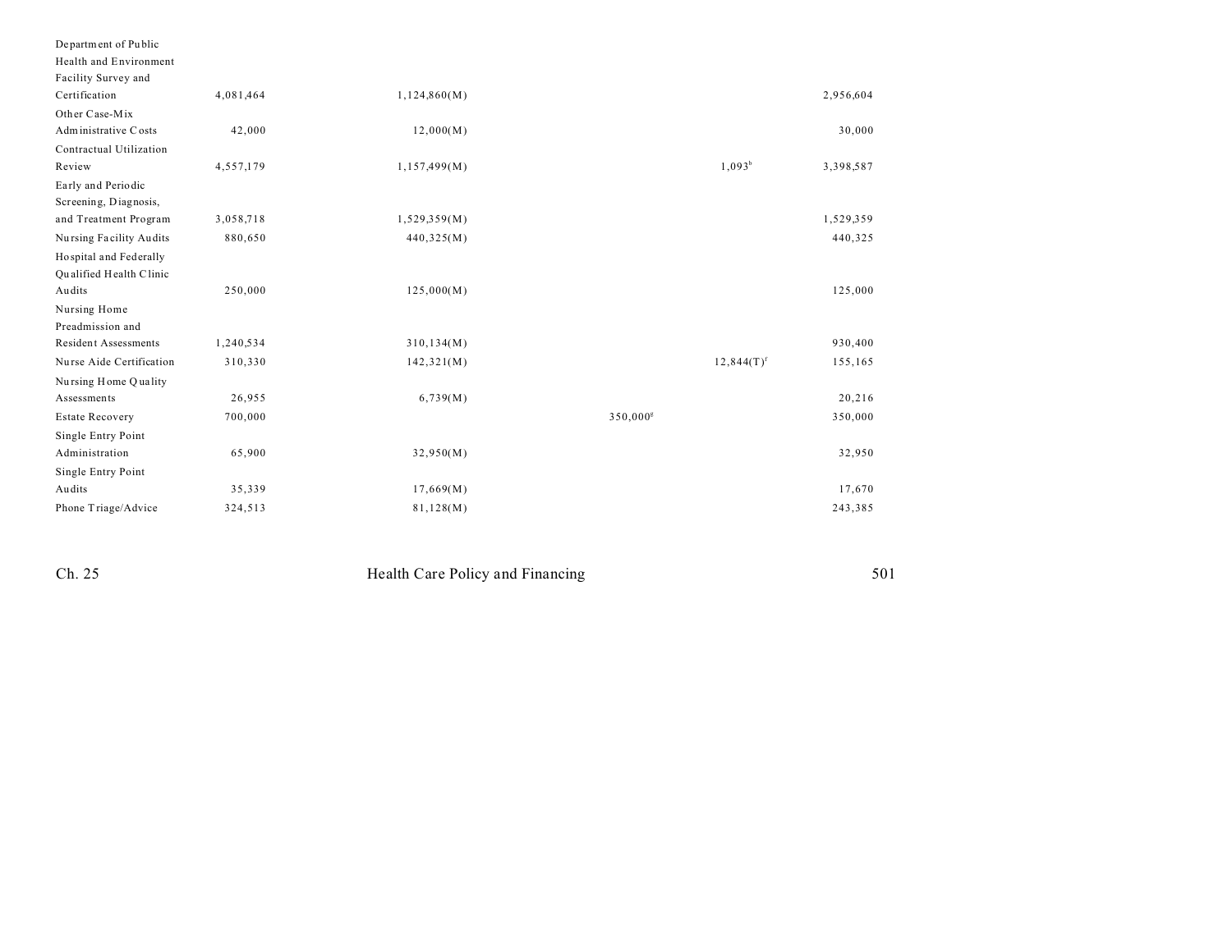| | | | | | |
|---|---|---|---|---|---|
| Department of Public Health and Environment Facility Survey and Certification | 4,081,464 | 1,124,860(M) | | | 2,956,604 |
| Other Case-Mix Administrative Costs | 42,000 | 12,000(M) | | | 30,000 |
| Contractual Utilization Review | 4,557,179 | 1,157,499(M) | | 1,093[b] | 3,398,587 |
| Early and Periodic Screening, Diagnosis, and Treatment Program | 3,058,718 | 1,529,359(M) | | | 1,529,359 |
| Nursing Facility Audits | 880,650 | 440,325(M) | | | 440,325 |
| Hospital and Federally Qualified Health Clinic Audits | 250,000 | 125,000(M) | | | 125,000 |
| Nursing Home Preadmission and Resident Assessments | 1,240,534 | 310,134(M) | | | 930,400 |
| Nurse Aide Certification | 310,330 | 142,321(M) | | 12,844(T)[f] | 155,165 |
| Nursing Home Quality Assessments | 26,955 | 6,739(M) | | | 20,216 |
| Estate Recovery | 700,000 | | 350,000[g] | | 350,000 |
| Single Entry Point Administration | 65,900 | 32,950(M) | | | 32,950 |
| Single Entry Point Audits | 35,339 | 17,669(M) | | | 17,670 |
| Phone Triage/Advice | 324,513 | 81,128(M) | | | 243,385 |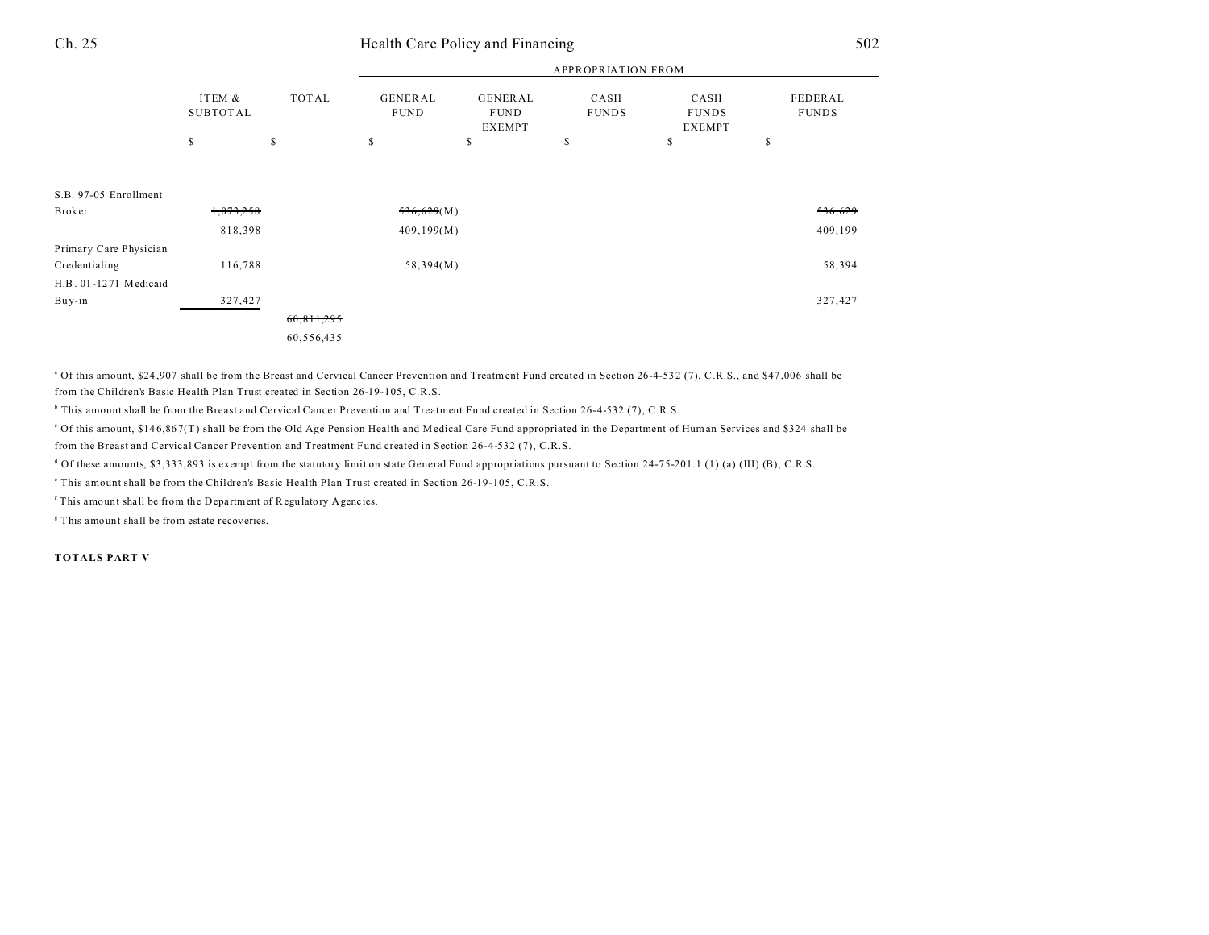| | ITEM & SUBTOTAL | TOTAL | GENERAL FUND | GENERAL FUND EXEMPT | CASH FUNDS | CASH FUNDS EXEMPT | FEDERAL FUNDS |
|---|---|---|---|---|---|---|---|
| | | | APPROPRIATION FROM | | | | |
| | $ | $ | $ | $ | $ | $ | $ |
| S.B. 97-05 Enrollment Broker | ~~1,073,258~~ 818,398 | | ~~536,629~~(M) 409,199(M) | | | | ~~536,629~~ 409,199 |
| Primary Care Physician Credentialing | 116,788 | | 58,394(M) | | | | 58,394 |
| H.B. 01-1271 Medicaid Buy-in | 327,427 | | | | | | 327,427 |
| | | ~~60,811,295~~ 60,556,435 | | | | | |

[a] Of this amount, $24,907 shall be from the Breast and Cervical Cancer Prevention and Treatment Fund created in Section 26-4-532 (7), C.R.S., and $47,006 shall be from the Children's Basic Health Plan Trust created in Section 26-19-105, C.R.S.

[b] This amount shall be from the Breast and Cervical Cancer Prevention and Treatment Fund created in Section 26-4-532 (7), C.R.S.

[c] Of this amount, $146,867(T) shall be from the Old Age Pension Health and Medical Care Fund appropriated in the Department of Human Services and $324 shall be from the Breast and Cervical Cancer Prevention and Treatment Fund created in Section 26-4-532 (7), C.R.S.

[d] Of these amounts, $3,333,893 is exempt from the statutory limit on state General Fund appropriations pursuant to Section 24-75-201.1 (1) (a) (III) (B), C.R.S.

[e] This amount shall be from the Children's Basic Health Plan Trust created in Section 26-19-105, C.R.S.

[f] This amount shall be from the Department of Regulatory Agencies.

[g] This amount shall be from estate recoveries.

**TOTALS PART V**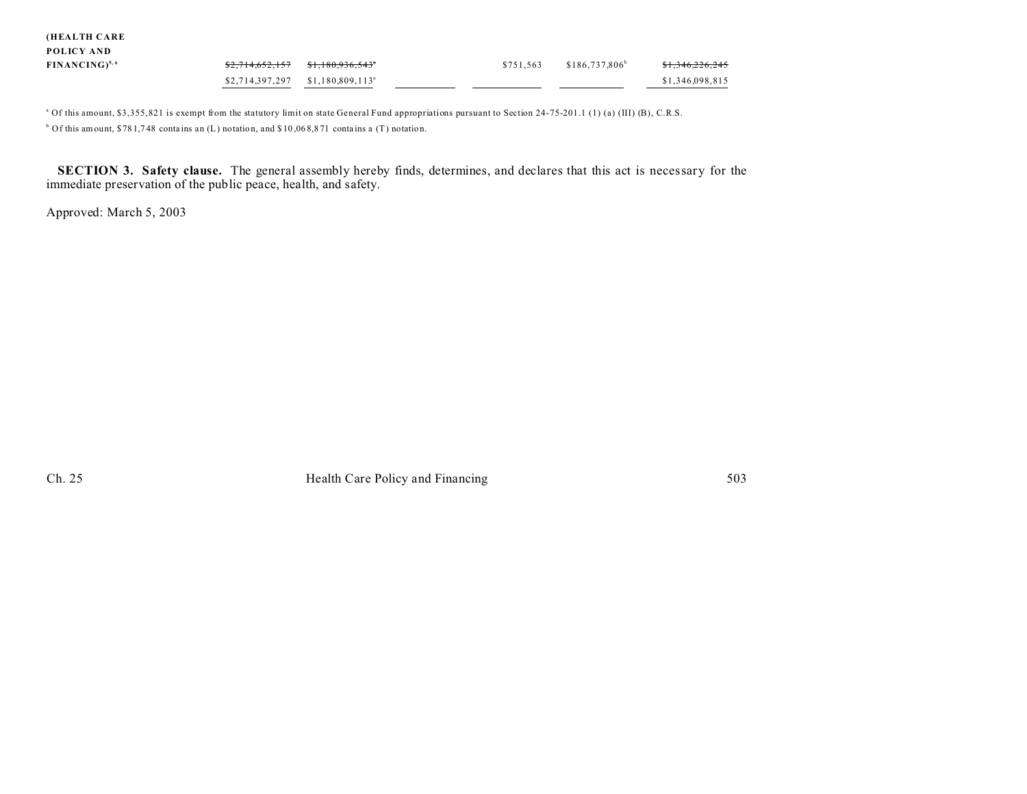| | | | | | | |
|---|---|---|---|---|---|---|
| (HEALTH CARE POLICY AND FINANCING)[5, 6] | ~~$2,714,652,157~~ | ~~$1,180,936,543~~[a] | | $751,563 | $186,737,806[b] | ~~$1,346,226,245~~ |
| | $2,714,397,297 | $1,180,809,113[a] | | | | $1,346,098,815 |

[a] Of this amount, $3,355,821 is exempt from the statutory limit on state General Fund appropriations pursuant to Section 24-75-201.1 (1) (a) (III) (B), C.R.S.

[b] Of this amount, $781,748 contains an (L) notation, and $10,068,871 contains a (T) notation.

**SECTION 3. Safety clause.** The general assembly hereby finds, determines, and declares that this act is necessary for the immediate preservation of the public peace, health, and safety.

Approved: March 5, 2003